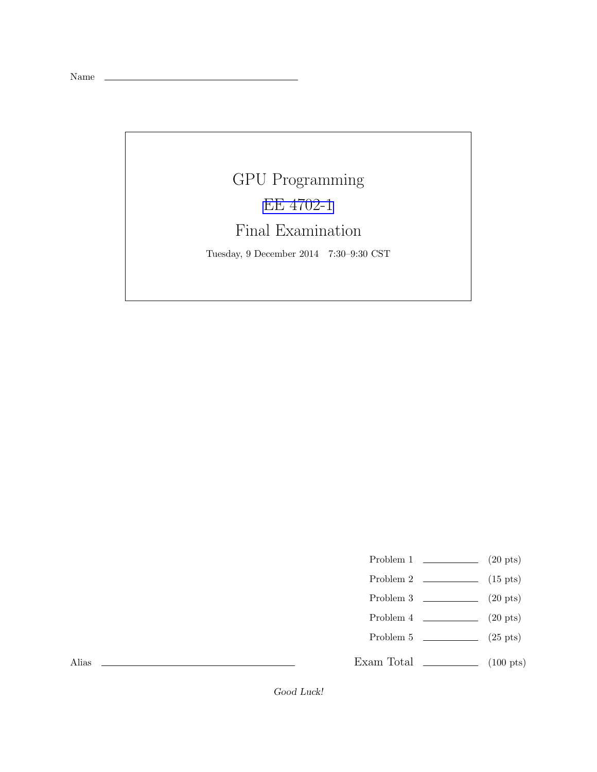Name ______________________________

# GPU Programming

## EE 4702-1

## Final Examination

Tuesday, 9 December 2014 7:30–9:30 CST

| | | |
|---|---|---|
| Problem 1 | ________ | (20 pts) |
| Problem 2 | ________ | (15 pts) |
| Problem 3 | ________ | (20 pts) |
| Problem 4 | ________ | (20 pts) |
| Problem 5 | ________ | (25 pts) |
| Exam Total | ________ | (100 pts) |

Alias ______________________________

*Good Luck!*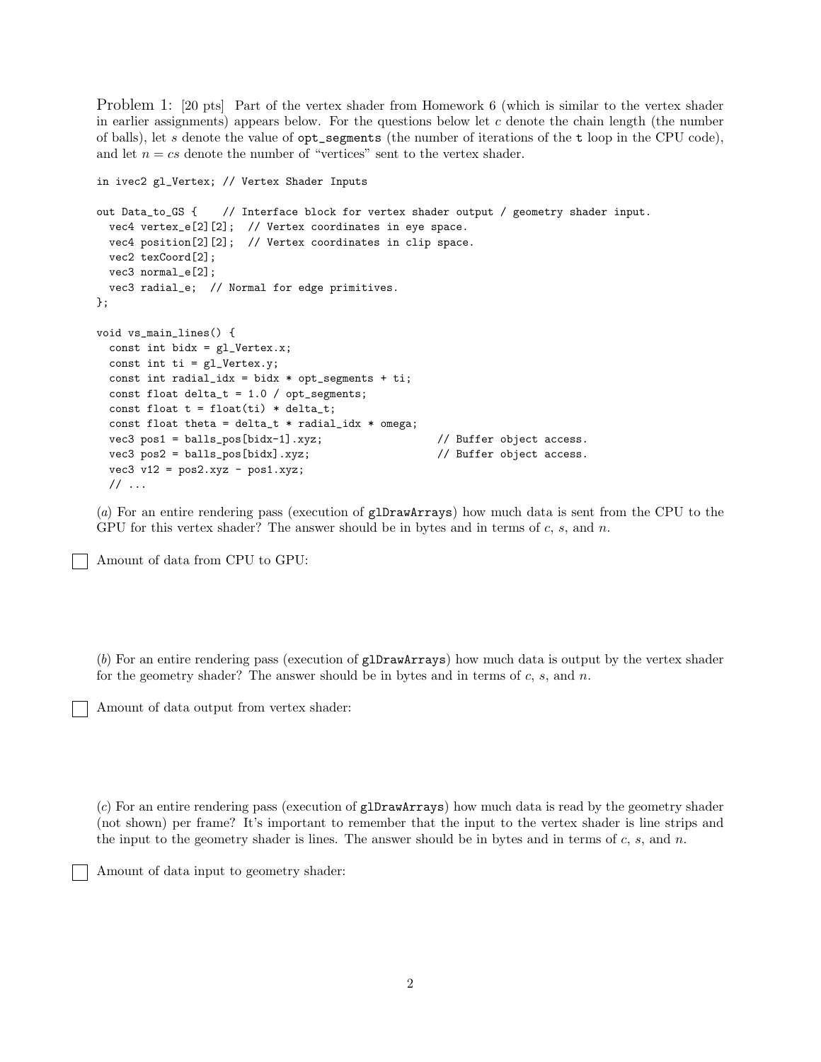Problem 1: [20 pts] Part of the vertex shader from Homework 6 (which is similar to the vertex shader in earlier assignments) appears below. For the questions below let $c$ denote the chain length (the number of balls), let $s$ denote the value of `opt_segments` (the number of iterations of the `t` loop in the CPU code), and let $n = cs$ denote the number of "vertices" sent to the vertex shader.

```
in ivec2 gl_Vertex; // Vertex Shader Inputs

out Data_to_GS {    // Interface block for vertex shader output / geometry shader input.
  vec4 vertex_e[2][2];  // Vertex coordinates in eye space.
  vec4 position[2][2];  // Vertex coordinates in clip space.
  vec2 texCoord[2];
  vec3 normal_e[2];
  vec3 radial_e;  // Normal for edge primitives.
};

void vs_main_lines() {
  const int bidx = gl_Vertex.x;
  const int ti = gl_Vertex.y;
  const int radial_idx = bidx * opt_segments + ti;
  const float delta_t = 1.0 / opt_segments;
  const float t = float(ti) * delta_t;
  const float theta = delta_t * radial_idx * omega;
  vec3 pos1 = balls_pos[bidx-1].xyz;                 // Buffer object access.
  vec3 pos2 = balls_pos[bidx].xyz;                   // Buffer object access.
  vec3 v12 = pos2.xyz - pos1.xyz;
  // ...
```

(*a*) For an entire rendering pass (execution of `glDrawArrays`) how much data is sent from the CPU to the GPU for this vertex shader? The answer should be in bytes and in terms of $c$, $s$, and $n$.

☐ Amount of data from CPU to GPU:

(*b*) For an entire rendering pass (execution of `glDrawArrays`) how much data is output by the vertex shader for the geometry shader? The answer should be in bytes and in terms of $c$, $s$, and $n$.

☐ Amount of data output from vertex shader:

(*c*) For an entire rendering pass (execution of `glDrawArrays`) how much data is read by the geometry shader (not shown) per frame? It's important to remember that the input to the vertex shader is line strips and the input to the geometry shader is lines. The answer should be in bytes and in terms of $c$, $s$, and $n$.

☐ Amount of data input to geometry shader: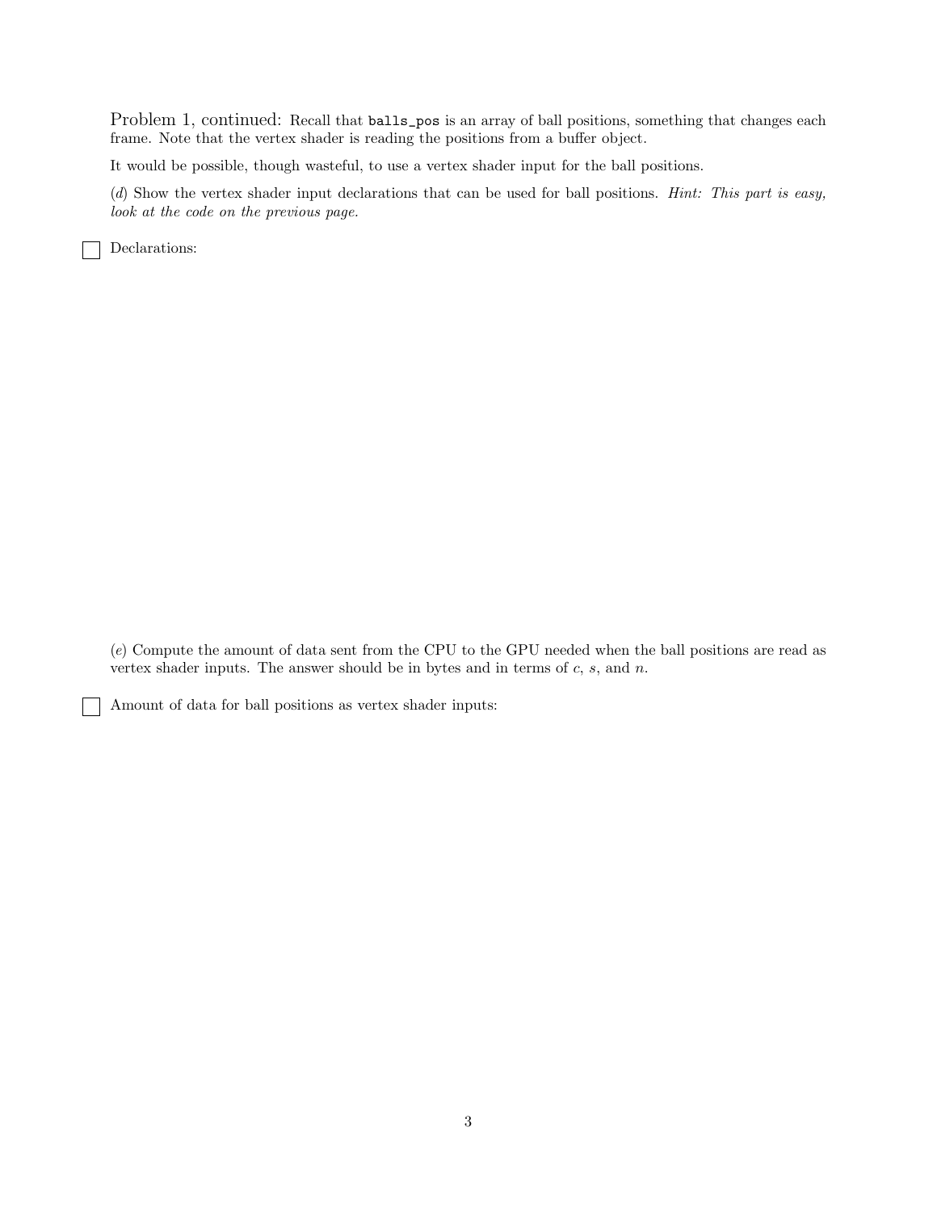Problem 1, continued: Recall that `balls_pos` is an array of ball positions, something that changes each frame. Note that the vertex shader is reading the positions from a buffer object.

It would be possible, though wasteful, to use a vertex shader input for the ball positions.

(*d*) Show the vertex shader input declarations that can be used for ball positions. *Hint: This part is easy, look at the code on the previous page.*

☐ Declarations:

(*e*) Compute the amount of data sent from the CPU to the GPU needed when the ball positions are read as vertex shader inputs. The answer should be in bytes and in terms of $c$, $s$, and $n$.

☐ Amount of data for ball positions as vertex shader inputs: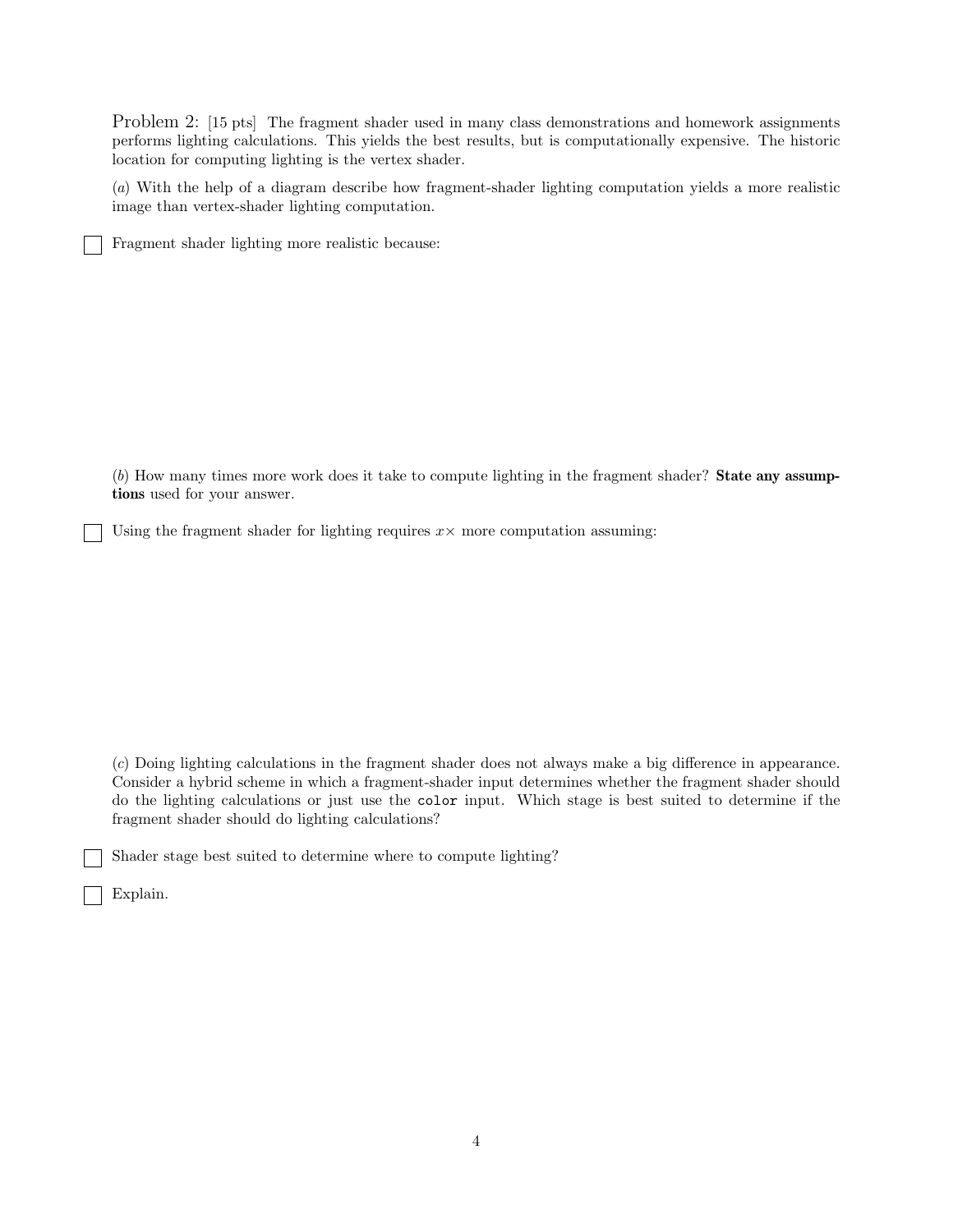Problem 2: [15 pts] The fragment shader used in many class demonstrations and homework assignments performs lighting calculations. This yields the best results, but is computationally expensive. The historic location for computing lighting is the vertex shader.

(*a*) With the help of a diagram describe how fragment-shader lighting computation yields a more realistic image than vertex-shader lighting computation.

☐ Fragment shader lighting more realistic because:

(*b*) How many times more work does it take to compute lighting in the fragment shader? **State any assumptions** used for your answer.

☐ Using the fragment shader for lighting requires $x\times$ more computation assuming:

(*c*) Doing lighting calculations in the fragment shader does not always make a big difference in appearance. Consider a hybrid scheme in which a fragment-shader input determines whether the fragment shader should do the lighting calculations or just use the `color` input. Which stage is best suited to determine if the fragment shader should do lighting calculations?

☐ Shader stage best suited to determine where to compute lighting?

☐ Explain.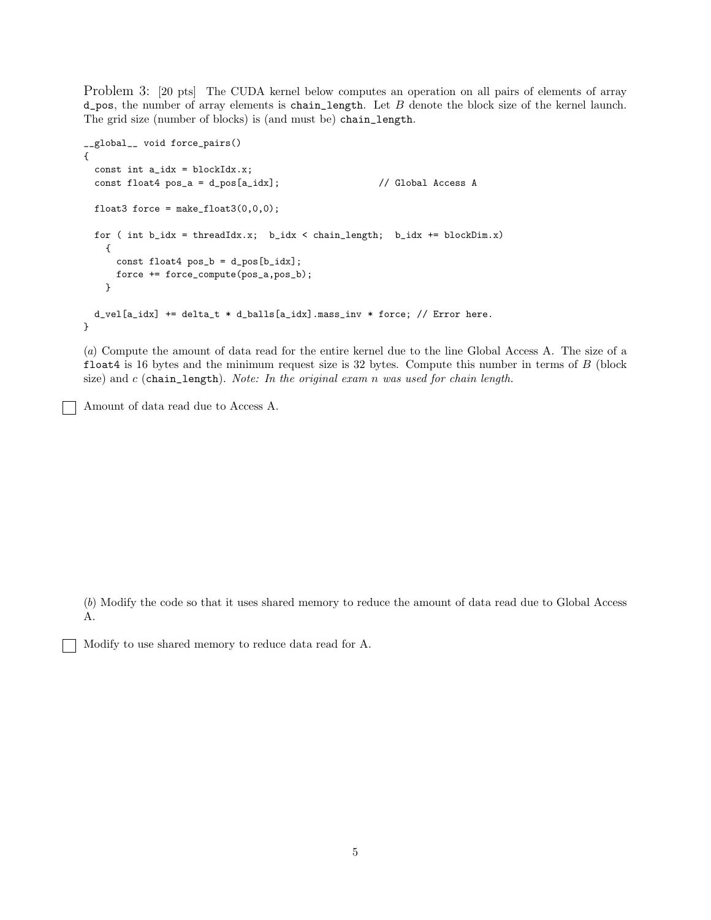Problem 3: [20 pts] The CUDA kernel below computes an operation on all pairs of elements of array `d_pos`, the number of array elements is `chain_length`. Let $B$ denote the block size of the kernel launch. The grid size (number of blocks) is (and must be) `chain_length`.

```
__global__ void force_pairs()
{
  const int a_idx = blockIdx.x;
  const float4 pos_a = d_pos[a_idx];                  // Global Access A

  float3 force = make_float3(0,0,0);

  for ( int b_idx = threadIdx.x;  b_idx < chain_length;  b_idx += blockDim.x)
    {
      const float4 pos_b = d_pos[b_idx];
      force += force_compute(pos_a,pos_b);
    }

  d_vel[a_idx] += delta_t * d_balls[a_idx].mass_inv * force; // Error here.
}
```

(*a*) Compute the amount of data read for the entire kernel due to the line Global Access A. The size of a `float4` is 16 bytes and the minimum request size is 32 bytes. Compute this number in terms of $B$ (block size) and $c$ (`chain_length`). *Note: In the original exam n was used for chain length.*

☐ Amount of data read due to Access A.

(*b*) Modify the code so that it uses shared memory to reduce the amount of data read due to Global Access A.

☐ Modify to use shared memory to reduce data read for A.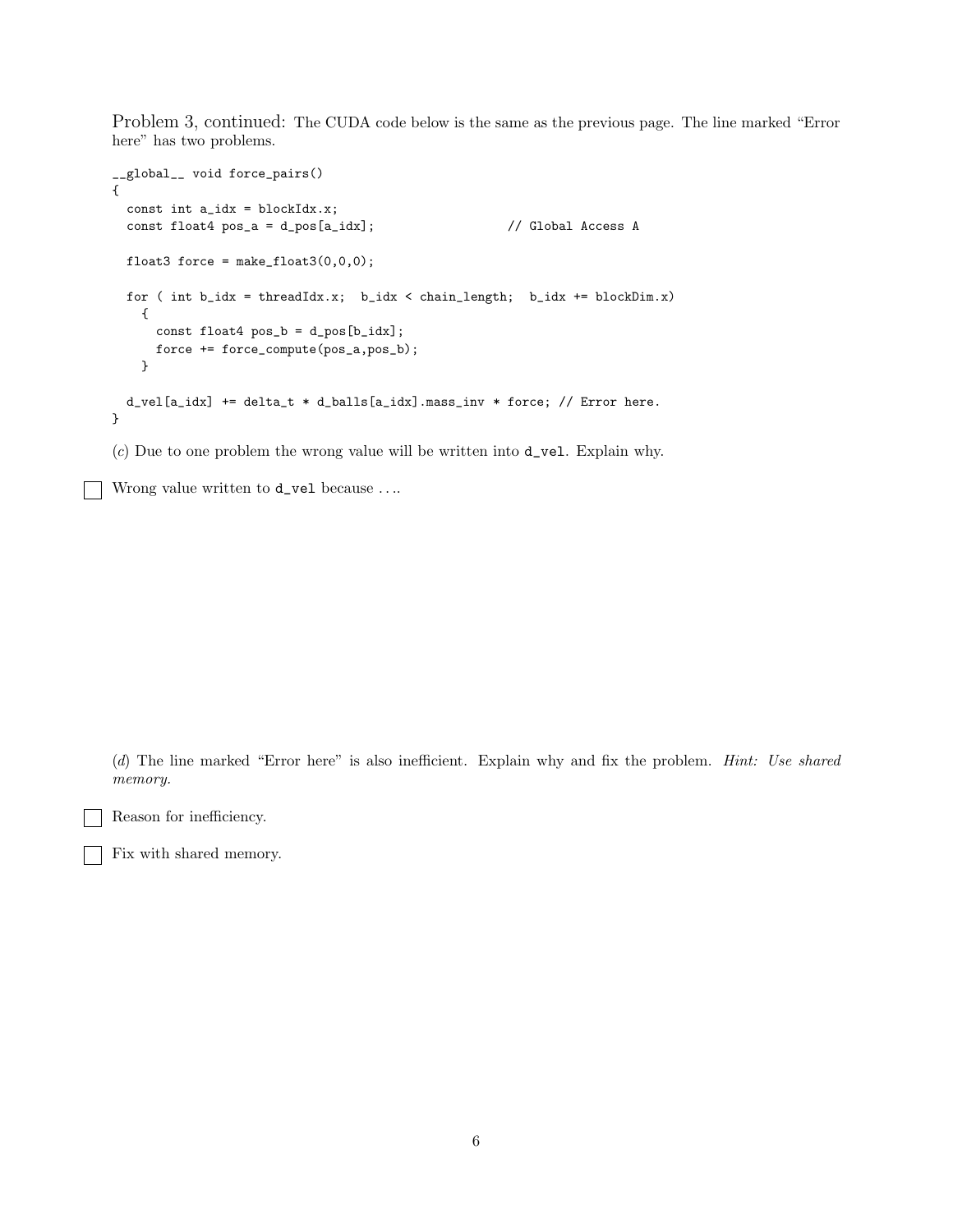Problem 3, continued: The CUDA code below is the same as the previous page. The line marked "Error here" has two problems.

```
__global__ void force_pairs()
{
  const int a_idx = blockIdx.x;
  const float4 pos_a = d_pos[a_idx];                  // Global Access A

  float3 force = make_float3(0,0,0);

  for ( int b_idx = threadIdx.x;  b_idx < chain_length;  b_idx += blockDim.x)
    {
      const float4 pos_b = d_pos[b_idx];
      force += force_compute(pos_a,pos_b);
    }

  d_vel[a_idx] += delta_t * d_balls[a_idx].mass_inv * force; // Error here.
}
```

(*c*) Due to one problem the wrong value will be written into `d_vel`. Explain why.

☐ Wrong value written to `d_vel` because ....

(*d*) The line marked "Error here" is also inefficient. Explain why and fix the problem. *Hint: Use shared memory.*

☐ Reason for inefficiency.

☐ Fix with shared memory.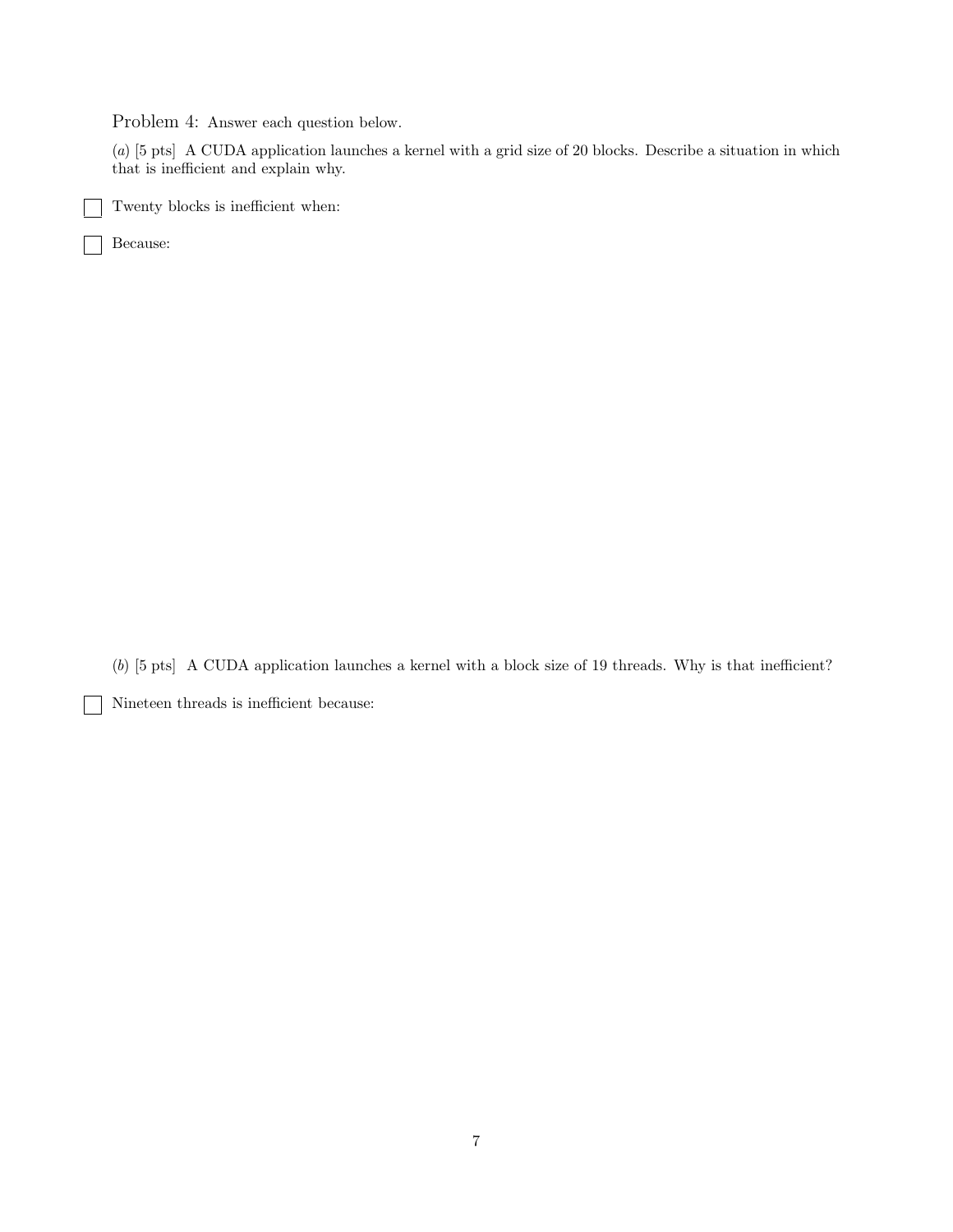Problem 4: Answer each question below.

(*a*) [5 pts] A CUDA application launches a kernel with a grid size of 20 blocks. Describe a situation in which that is inefficient and explain why.

☐ Twenty blocks is inefficient when:

☐ Because:

(*b*) [5 pts] A CUDA application launches a kernel with a block size of 19 threads. Why is that inefficient?

☐ Nineteen threads is inefficient because: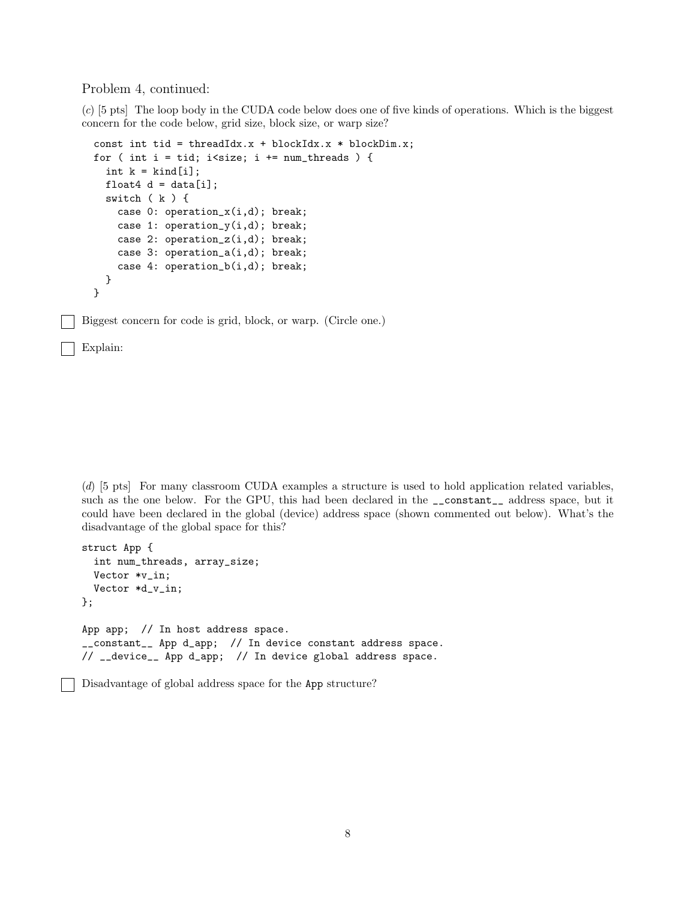Problem 4, continued:

(*c*) [5 pts] The loop body in the CUDA code below does one of five kinds of operations. Which is the biggest concern for the code below, grid size, block size, or warp size?

```
const int tid = threadIdx.x + blockIdx.x * blockDim.x;
for ( int i = tid; i<size; i += num_threads ) {
  int k = kind[i];
  float4 d = data[i];
  switch ( k ) {
    case 0: operation_x(i,d); break;
    case 1: operation_y(i,d); break;
    case 2: operation_z(i,d); break;
    case 3: operation_a(i,d); break;
    case 4: operation_b(i,d); break;
  }
}
```

☐ Biggest concern for code is grid, block, or warp. (Circle one.)

☐ Explain:

(*d*) [5 pts] For many classroom CUDA examples a structure is used to hold application related variables, such as the one below. For the GPU, this had been declared in the `__constant__` address space, but it could have been declared in the global (device) address space (shown commented out below). What's the disadvantage of the global space for this?

```
struct App {
  int num_threads, array_size;
  Vector *v_in;
  Vector *d_v_in;
};

App app;  // In host address space.
__constant__ App d_app;  // In device constant address space.
// __device__ App d_app;  // In device global address space.
```

☐ Disadvantage of global address space for the `App` structure?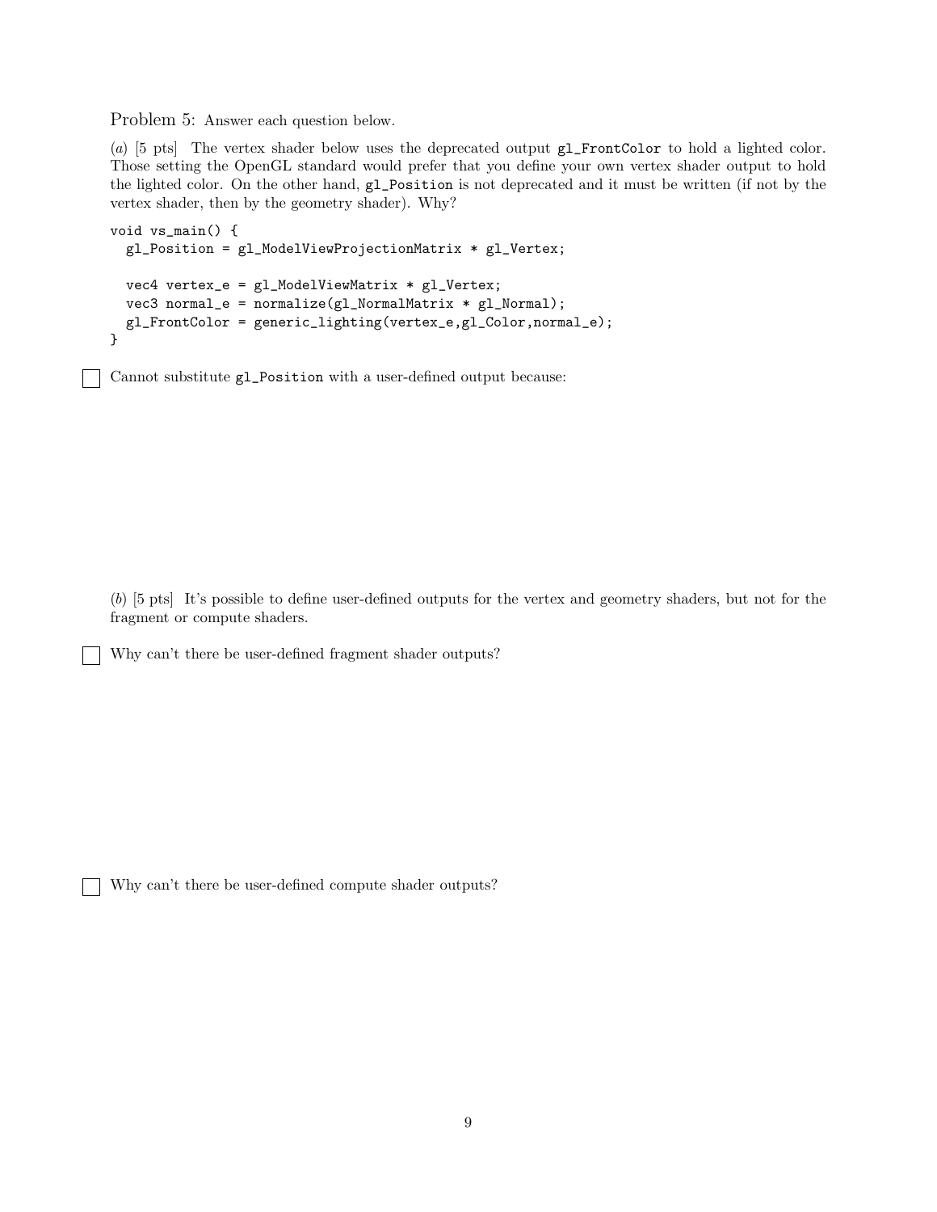Problem 5: Answer each question below.

(*a*) [5 pts] The vertex shader below uses the deprecated output `gl_FrontColor` to hold a lighted color. Those setting the OpenGL standard would prefer that you define your own vertex shader output to hold the lighted color. On the other hand, `gl_Position` is not deprecated and it must be written (if not by the vertex shader, then by the geometry shader). Why?

```
void vs_main() {
  gl_Position = gl_ModelViewProjectionMatrix * gl_Vertex;

  vec4 vertex_e = gl_ModelViewMatrix * gl_Vertex;
  vec3 normal_e = normalize(gl_NormalMatrix * gl_Normal);
  gl_FrontColor = generic_lighting(vertex_e,gl_Color,normal_e);
}
```

☐ Cannot substitute `gl_Position` with a user-defined output because:

(*b*) [5 pts] It's possible to define user-defined outputs for the vertex and geometry shaders, but not for the fragment or compute shaders.

☐ Why can't there be user-defined fragment shader outputs?

☐ Why can't there be user-defined compute shader outputs?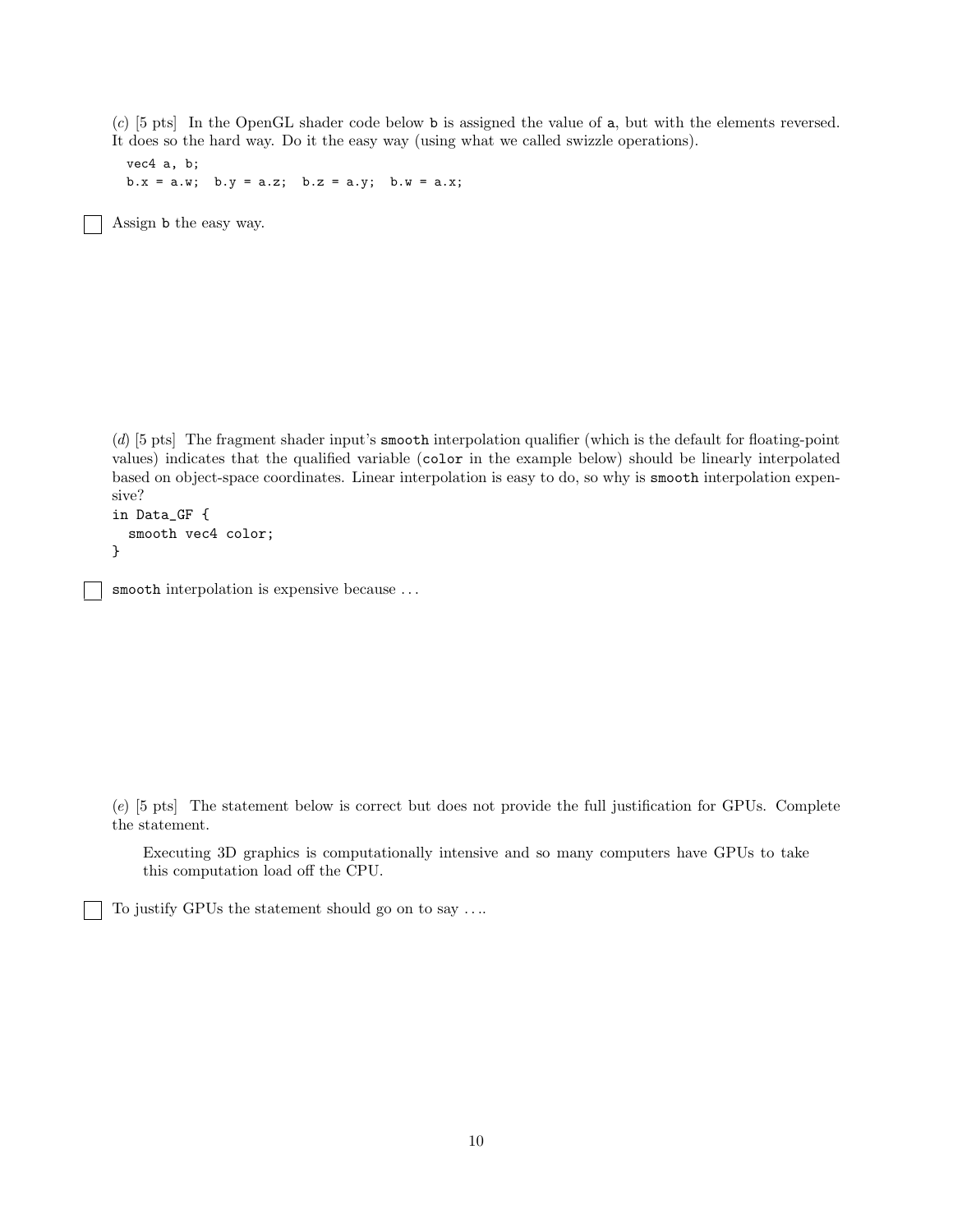(*c*) [5 pts] In the OpenGL shader code below `b` is assigned the value of `a`, but with the elements reversed. It does so the hard way. Do it the easy way (using what we called swizzle operations).

```
vec4 a, b;
b.x = a.w;  b.y = a.z;  b.z = a.y;  b.w = a.x;
```

☐ Assign `b` the easy way.

(*d*) [5 pts] The fragment shader input's `smooth` interpolation qualifier (which is the default for floating-point values) indicates that the qualified variable (`color` in the example below) should be linearly interpolated based on object-space coordinates. Linear interpolation is easy to do, so why is `smooth` interpolation expensive?

```
in Data_GF {
  smooth vec4 color;
}
```

☐ `smooth` interpolation is expensive because ...

(*e*) [5 pts] The statement below is correct but does not provide the full justification for GPUs. Complete the statement.

> Executing 3D graphics is computationally intensive and so many computers have GPUs to take this computation load off the CPU.

☐ To justify GPUs the statement should go on to say ....